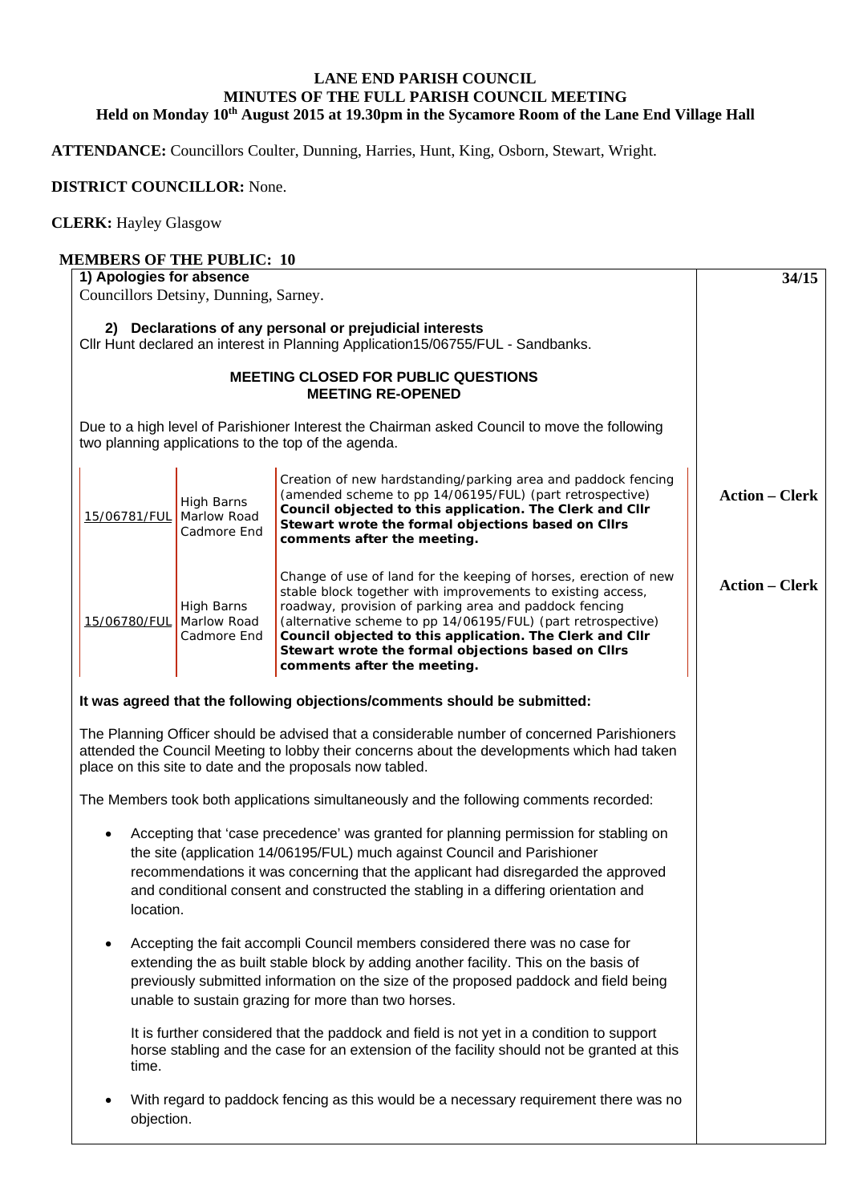# LANE END PARISH COUNCIL
## MINUTES OF THE FULL PARISH COUNCIL MEETING
### Held on Monday 10th August 2015 at 19.30pm in the Sycamore Room of the Lane End Village Hall

**ATTENDANCE:** Councillors Coulter, Dunning, Harries, Hunt, King, Osborn, Stewart, Wright.

**DISTRICT COUNCILLOR:** None.

**CLERK:** Hayley Glasgow

**MEMBERS OF THE PUBLIC: 10**

**34/15**

**1) Apologies for absence**

Councillors Detsiny, Dunning, Sarney.

**2) Declarations of any personal or prejudicial interests**

Cllr Hunt declared an interest in Planning Application15/06755/FUL - Sandbanks.

**MEETING CLOSED FOR PUBLIC QUESTIONS**
**MEETING RE-OPENED**

Due to a high level of Parishioner Interest the Chairman asked Council to move the following two planning applications to the top of the agenda.

| | | | |
|---|---|---|---|
| 15/06781/FUL | High Barns Marlow Road Cadmore End | Creation of new hardstanding/parking area and paddock fencing (amended scheme to pp 14/06195/FUL) (part retrospective) **Council objected to this application. The Clerk and Cllr Stewart wrote the formal objections based on Cllrs comments after the meeting.** | **Action – Clerk** |
| 15/06780/FUL | High Barns Marlow Road Cadmore End | Change of use of land for the keeping of horses, erection of new stable block together with improvements to existing access, roadway, provision of parking area and paddock fencing (alternative scheme to pp 14/06195/FUL) (part retrospective) **Council objected to this application. The Clerk and Cllr Stewart wrote the formal objections based on Cllrs comments after the meeting.** | **Action – Clerk** |

**It was agreed that the following objections/comments should be submitted:**

The Planning Officer should be advised that a considerable number of concerned Parishioners attended the Council Meeting to lobby their concerns about the developments which had taken place on this site to date and the proposals now tabled.

The Members took both applications simultaneously and the following comments recorded:

- Accepting that 'case precedence' was granted for planning permission for stabling on the site (application 14/06195/FUL) much against Council and Parishioner recommendations it was concerning that the applicant had disregarded the approved and conditional consent and constructed the stabling in a differing orientation and location.

- Accepting the fait accompli Council members considered there was no case for extending the as built stable block by adding another facility. This on the basis of previously submitted information on the size of the proposed paddock and field being unable to sustain grazing for more than two horses.

  It is further considered that the paddock and field is not yet in a condition to support horse stabling and the case for an extension of the facility should not be granted at this time.

- With regard to paddock fencing as this would be a necessary requirement there was no objection.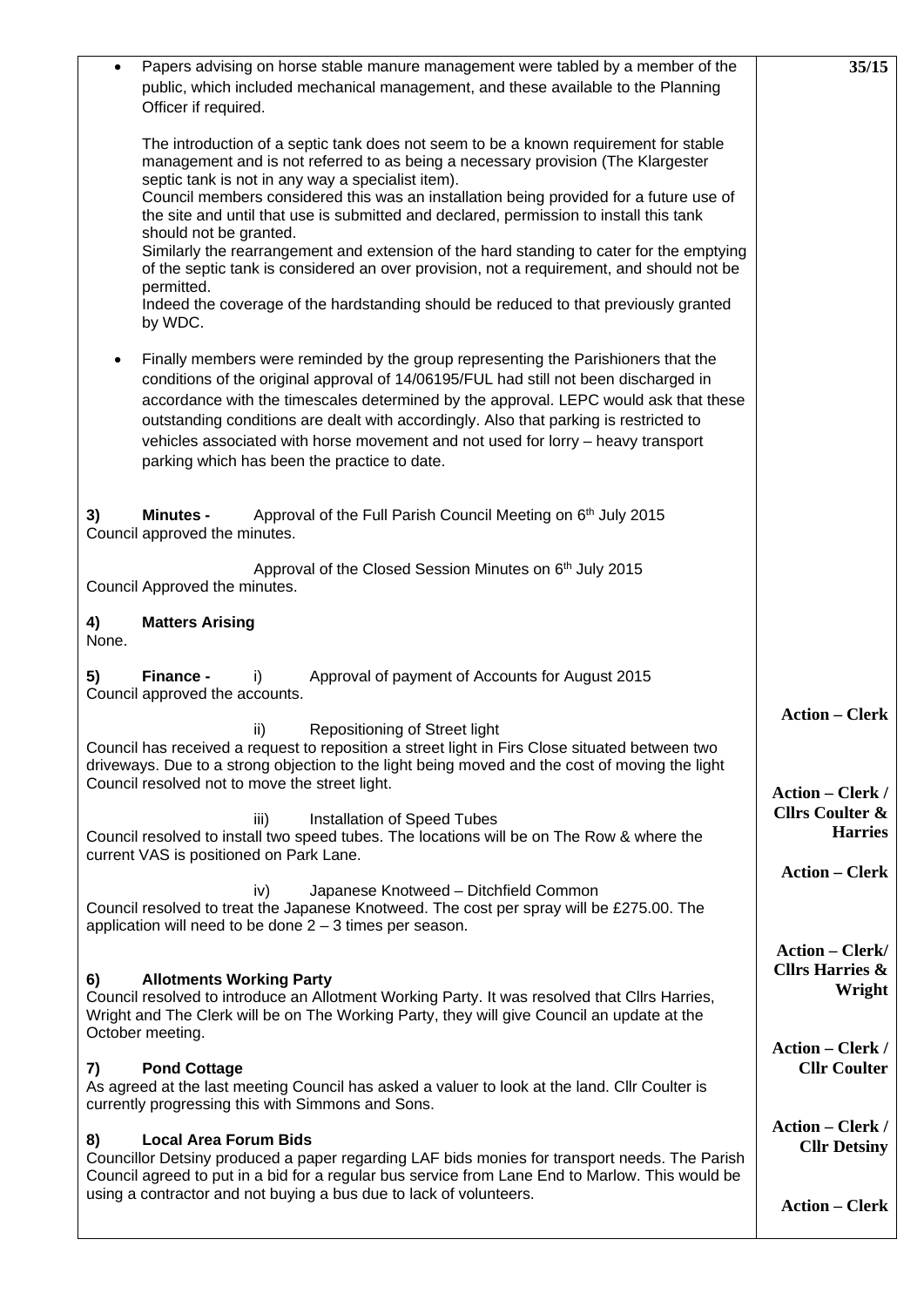- Papers advising on horse stable manure management were tabled by a member of the public, which included mechanical management, and these available to the Planning Officer if required. **35/15**

  The introduction of a septic tank does not seem to be a known requirement for stable management and is not referred to as being a necessary provision (The Klargester septic tank is not in any way a specialist item).
  Council members considered this was an installation being provided for a future use of the site and until that use is submitted and declared, permission to install this tank should not be granted.
  Similarly the rearrangement and extension of the hard standing to cater for the emptying of the septic tank is considered an over provision, not a requirement, and should not be permitted.
  Indeed the coverage of the hardstanding should be reduced to that previously granted by WDC.

- Finally members were reminded by the group representing the Parishioners that the conditions of the original approval of 14/06195/FUL had still not been discharged in accordance with the timescales determined by the approval. LEPC would ask that these outstanding conditions are dealt with accordingly. Also that parking is restricted to vehicles associated with horse movement and not used for lorry – heavy transport parking which has been the practice to date.

**3) Minutes -** Approval of the Full Parish Council Meeting on 6th July 2015

Council approved the minutes.

Approval of the Closed Session Minutes on 6th July 2015

Council Approved the minutes.

**4) Matters Arising**

None.

**5) Finance -** i) Approval of payment of Accounts for August 2015

Council approved the accounts.

**Action – Clerk**

ii) Repositioning of Street light

Council has received a request to reposition a street light in Firs Close situated between two driveways. Due to a strong objection to the light being moved and the cost of moving the light Council resolved not to move the street light.

**Action – Clerk / Cllrs Coulter & Harries**

iii) Installation of Speed Tubes

Council resolved to install two speed tubes. The locations will be on The Row & where the current VAS is positioned on Park Lane.

**Action – Clerk**

iv) Japanese Knotweed – Ditchfield Common

Council resolved to treat the Japanese Knotweed. The cost per spray will be £275.00. The application will need to be done 2 – 3 times per season.

**Action – Clerk/ Cllrs Harries & Wright**

**6) Allotments Working Party**

Council resolved to introduce an Allotment Working Party. It was resolved that Cllrs Harries, Wright and The Clerk will be on The Working Party, they will give Council an update at the October meeting.

**Action – Clerk / Cllr Coulter**

**7) Pond Cottage**

As agreed at the last meeting Council has asked a valuer to look at the land. Cllr Coulter is currently progressing this with Simmons and Sons.

**Action – Clerk / Cllr Detsiny**

**8) Local Area Forum Bids**

Councillor Detsiny produced a paper regarding LAF bids monies for transport needs. The Parish Council agreed to put in a bid for a regular bus service from Lane End to Marlow. This would be using a contractor and not buying a bus due to lack of volunteers.

**Action – Clerk**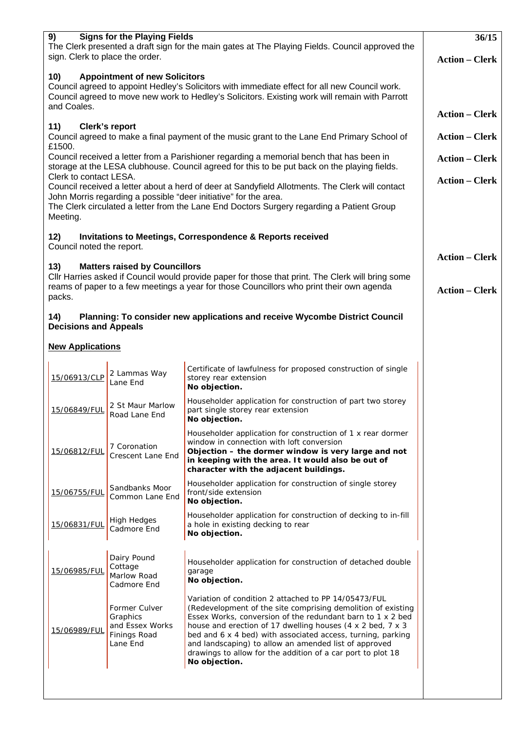**9) Signs for the Playing Fields** | **36/15**

The Clerk presented a draft sign for the main gates at The Playing Fields. Council approved the sign. Clerk to place the order.

**Action – Clerk**

**10) Appointment of new Solicitors**

Council agreed to appoint Hedley's Solicitors with immediate effect for all new Council work. Council agreed to move new work to Hedley's Solicitors. Existing work will remain with Parrott and Coales.

**Action – Clerk**

**11) Clerk's report**

Council agreed to make a final payment of the music grant to the Lane End Primary School of £1500.

**Action – Clerk**

Council received a letter from a Parishioner regarding a memorial bench that has been in storage at the LESA clubhouse. Council agreed for this to be put back on the playing fields. Clerk to contact LESA.

**Action – Clerk**

Council received a letter about a herd of deer at Sandyfield Allotments. The Clerk will contact John Morris regarding a possible "deer initiative" for the area.

**Action – Clerk**

The Clerk circulated a letter from the Lane End Doctors Surgery regarding a Patient Group Meeting.

**12) Invitations to Meetings, Correspondence & Reports received**

Council noted the report.

**Action – Clerk**

**13) Matters raised by Councillors**

Cllr Harries asked if Council would provide paper for those that print. The Clerk will bring some reams of paper to a few meetings a year for those Councillors who print their own agenda packs.

**Action – Clerk**

**14) Planning: To consider new applications and receive Wycombe District Council Decisions and Appeals**

**New Applications**

| | | |
|---|---|---|
| 15/06913/CLP | 2 Lammas Way Lane End | Certificate of lawfulness for proposed construction of single storey rear extension **No objection.** |
| 15/06849/FUL | 2 St Maur Marlow Road Lane End | Householder application for construction of part two storey part single storey rear extension **No objection.** |
| 15/06812/FUL | 7 Coronation Crescent Lane End | Householder application for construction of 1 x rear dormer window in connection with loft conversion **Objection – the dormer window is very large and not in keeping with the area. It would also be out of character with the adjacent buildings.** |
| 15/06755/FUL | Sandbanks Moor Common Lane End | Householder application for construction of single storey front/side extension **No objection.** |
| 15/06831/FUL | High Hedges Cadmore End | Householder application for construction of decking to in-fill a hole in existing decking to rear **No objection.** |
| 15/06985/FUL | Dairy Pound Cottage Marlow Road Cadmore End | Householder application for construction of detached double garage **No objection.** |
| 15/06989/FUL | Former Culver Graphics and Essex Works Finings Road Lane End | Variation of condition 2 attached to PP 14/05473/FUL (Redevelopment of the site comprising demolition of existing Essex Works, conversion of the redundant barn to 1 x 2 bed house and erection of 17 dwelling houses (4 x 2 bed, 7 x 3 bed and 6 x 4 bed) with associated access, turning, parking and landscaping) to allow an amended list of approved drawings to allow for the addition of a car port to plot 18 **No objection.** |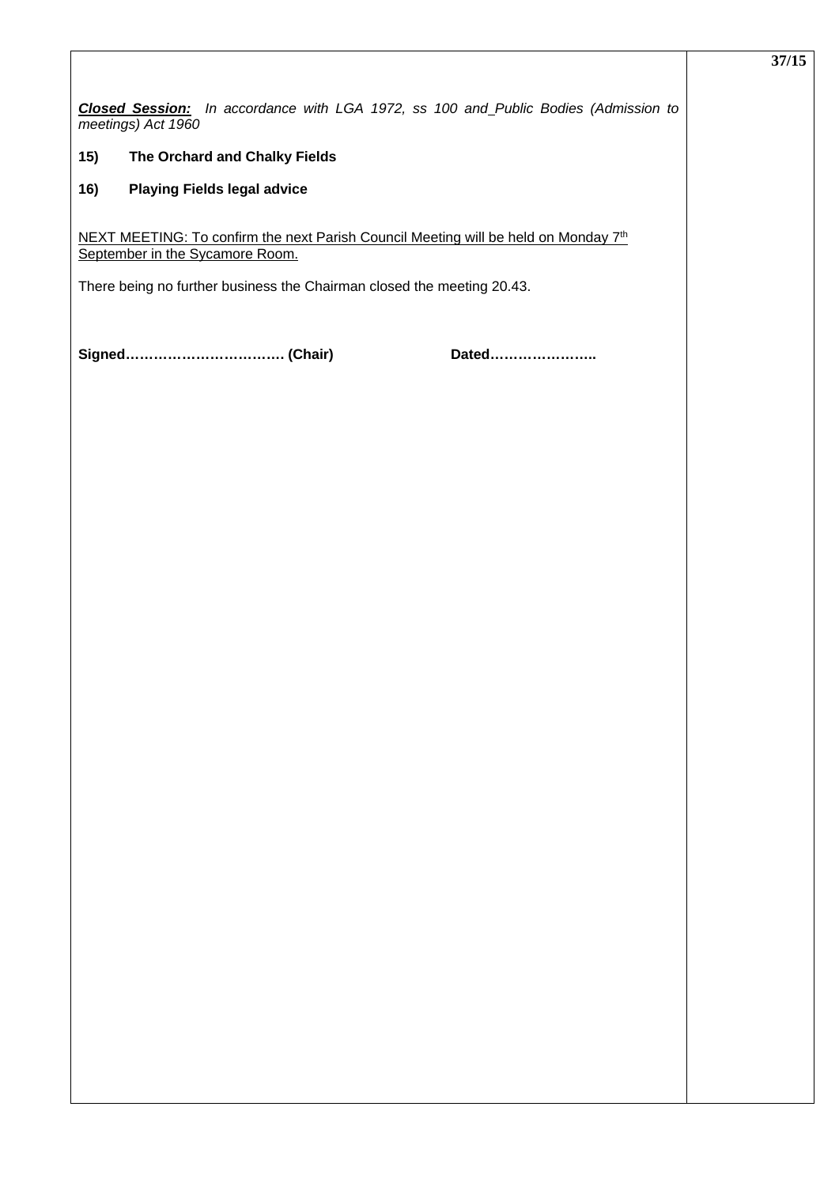***Closed Session:*** *In accordance with LGA 1972, ss 100 and Public Bodies (Admission to meetings) Act 1960*

**15) The Orchard and Chalky Fields**

**16) Playing Fields legal advice**

NEXT MEETING: To confirm the next Parish Council Meeting will be held on Monday 7th September in the Sycamore Room.

There being no further business the Chairman closed the meeting 20.43.

**Signed…………………………… (Chair)** **Dated…………………..**